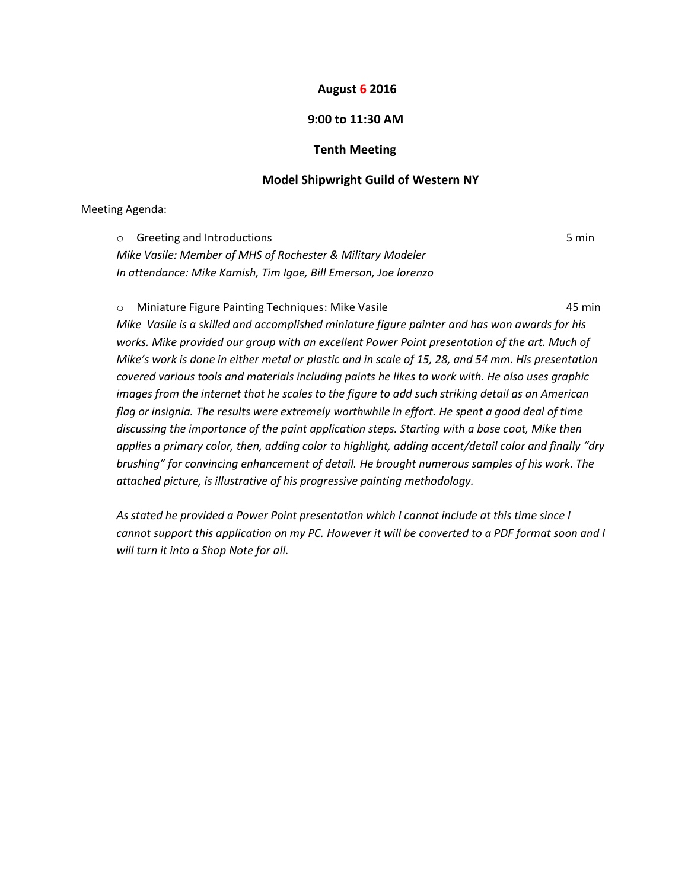**August 6 2016**

**9:00 to 11:30 AM**

**Tenth Meeting**

**Model Shipwright Guild of Western NY**

Meeting Agenda:

- Greeting and Introductions — 5 min

  *Mike Vasile: Member of MHS of Rochester & Military Modeler*
  *In attendance: Mike Kamish, Tim Igoe, Bill Emerson, Joe lorenzo*

- Miniature Figure Painting Techniques: Mike Vasile — 45 min

  *Mike Vasile is a skilled and accomplished miniature figure painter and has won awards for his works. Mike provided our group with an excellent Power Point presentation of the art. Much of Mike's work is done in either metal or plastic and in scale of 15, 28, and 54 mm. His presentation covered various tools and materials including paints he likes to work with. He also uses graphic images from the internet that he scales to the figure to add such striking detail as an American flag or insignia. The results were extremely worthwhile in effort. He spent a good deal of time discussing the importance of the paint application steps. Starting with a base coat, Mike then applies a primary color, then, adding color to highlight, adding accent/detail color and finally "dry brushing" for convincing enhancement of detail. He brought numerous samples of his work. The attached picture, is illustrative of his progressive painting methodology.*

  *As stated he provided a Power Point presentation which I cannot include at this time since I cannot support this application on my PC. However it will be converted to a PDF format soon and I will turn it into a Shop Note for all.*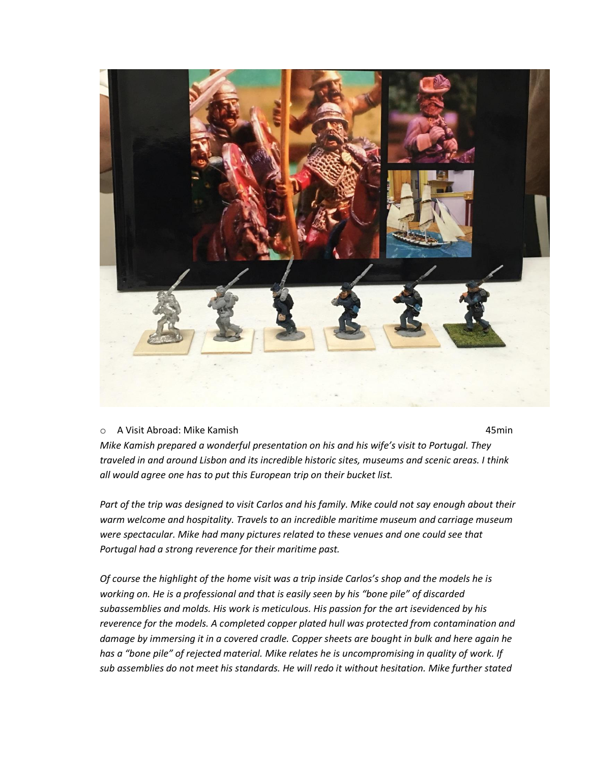- A Visit Abroad: Mike Kamish 45min

*Mike Kamish prepared a wonderful presentation on his and his wife's visit to Portugal. They traveled in and around Lisbon and its incredible historic sites, museums and scenic areas. I think all would agree one has to put this European trip on their bucket list.*

*Part of the trip was designed to visit Carlos and his family. Mike could not say enough about their warm welcome and hospitality. Travels to an incredible maritime museum and carriage museum were spectacular. Mike had many pictures related to these venues and one could see that Portugal had a strong reverence for their maritime past.*

*Of course the highlight of the home visit was a trip inside Carlos's shop and the models he is working on. He is a professional and that is easily seen by his "bone pile" of discarded subassemblies and molds. His work is meticulous. His passion for the art isevidenced by his reverence for the models. A completed copper plated hull was protected from contamination and damage by immersing it in a covered cradle. Copper sheets are bought in bulk and here again he has a "bone pile" of rejected material. Mike relates he is uncompromising in quality of work. If sub assemblies do not meet his standards. He will redo it without hesitation. Mike further stated*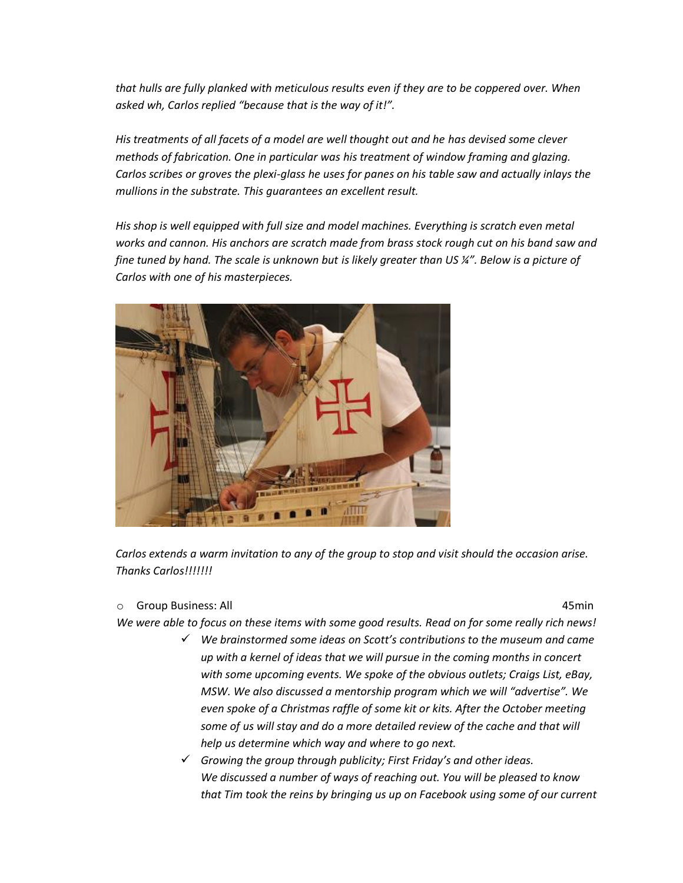*that hulls are fully planked with meticulous results even if they are to be coppered over. When asked wh, Carlos replied "because that is the way of it!".*

*His treatments of all facets of a model are well thought out and he has devised some clever methods of fabrication. One in particular was his treatment of window framing and glazing. Carlos scribes or groves the plexi-glass he uses for panes on his table saw and actually inlays the mullions in the substrate. This guarantees an excellent result.*

*His shop is well equipped with full size and model machines. Everything is scratch even metal works and cannon. His anchors are scratch made from brass stock rough cut on his band saw and fine tuned by hand. The scale is unknown but is likely greater than US ¼". Below is a picture of Carlos with one of his masterpieces.*

*Carlos extends a warm invitation to any of the group to stop and visit should the occasion arise. Thanks Carlos!!!!!!!*

- Group Business: All 45min

*We were able to focus on these items with some good results. Read on for some really rich news!*

- ✓ *We brainstormed some ideas on Scott's contributions to the museum and came up with a kernel of ideas that we will pursue in the coming months in concert with some upcoming events. We spoke of the obvious outlets; Craigs List, eBay, MSW. We also discussed a mentorship program which we will "advertise". We even spoke of a Christmas raffle of some kit or kits. After the October meeting some of us will stay and do a more detailed review of the cache and that will help us determine which way and where to go next.*
- ✓ *Growing the group through publicity; First Friday's and other ideas. We discussed a number of ways of reaching out. You will be pleased to know that Tim took the reins by bringing us up on Facebook using some of our current*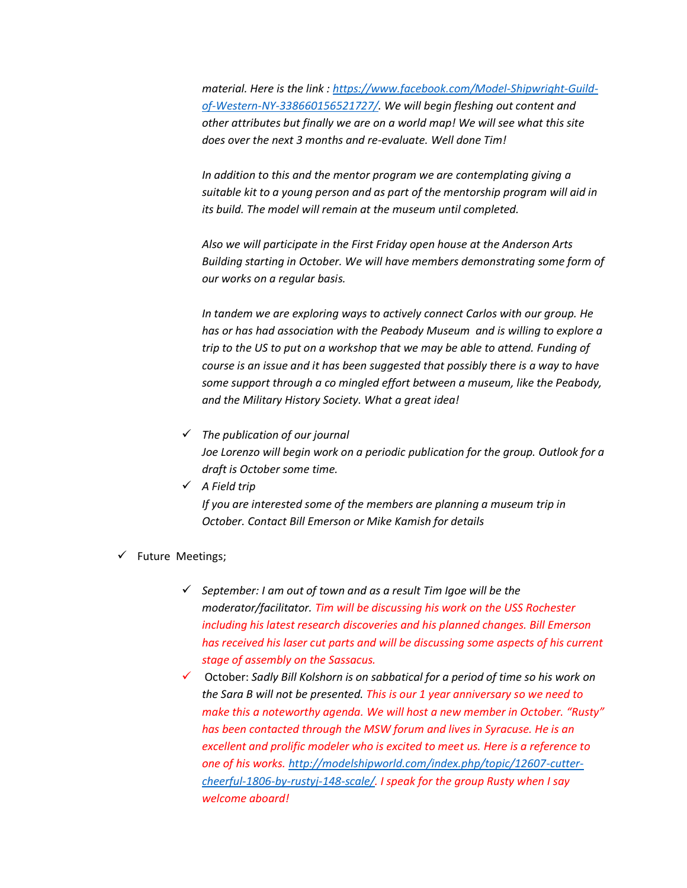*material. Here is the link : [https://www.facebook.com/Model-Shipwright-Guild-of-Western-NY-338660156521727/](https://www.facebook.com/Model-Shipwright-Guild-of-Western-NY-338660156521727/). We will begin fleshing out content and other attributes but finally we are on a world map! We will see what this site does over the next 3 months and re-evaluate. Well done Tim!*

*In addition to this and the mentor program we are contemplating giving a suitable kit to a young person and as part of the mentorship program will aid in its build. The model will remain at the museum until completed.*

*Also we will participate in the First Friday open house at the Anderson Arts Building starting in October. We will have members demonstrating some form of our works on a regular basis.*

*In tandem we are exploring ways to actively connect Carlos with our group. He has or has had association with the Peabody Museum and is willing to explore a trip to the US to put on a workshop that we may be able to attend. Funding of course is an issue and it has been suggested that possibly there is a way to have some support through a co mingled effort between a museum, like the Peabody, and the Military History Society. What a great idea!*

- ✓ *The publication of our journal*
  *Joe Lorenzo will begin work on a periodic publication for the group. Outlook for a draft is October some time.*
- ✓ *A Field trip*
  *If you are interested some of the members are planning a museum trip in October. Contact Bill Emerson or Mike Kamish for details*

✓ Future Meetings;

- ✓ *September: I am out of town and as a result Tim Igoe will be the moderator/facilitator. Tim will be discussing his work on the USS Rochester including his latest research discoveries and his planned changes. Bill Emerson has received his laser cut parts and will be discussing some aspects of his current stage of assembly on the Sassacus.*
- ✓ October: *Sadly Bill Kolshorn is on sabbatical for a period of time so his work on the Sara B will not be presented. This is our 1 year anniversary so we need to make this a noteworthy agenda. We will host a new member in October. "Rusty" has been contacted through the MSW forum and lives in Syracuse. He is an excellent and prolific modeler who is excited to meet us. Here is a reference to one of his works. [http://modelshipworld.com/index.php/topic/12607-cutter-cheerful-1806-by-rustyj-148-scale/](http://modelshipworld.com/index.php/topic/12607-cutter-cheerful-1806-by-rustyj-148-scale/). I speak for the group Rusty when I say welcome aboard!*